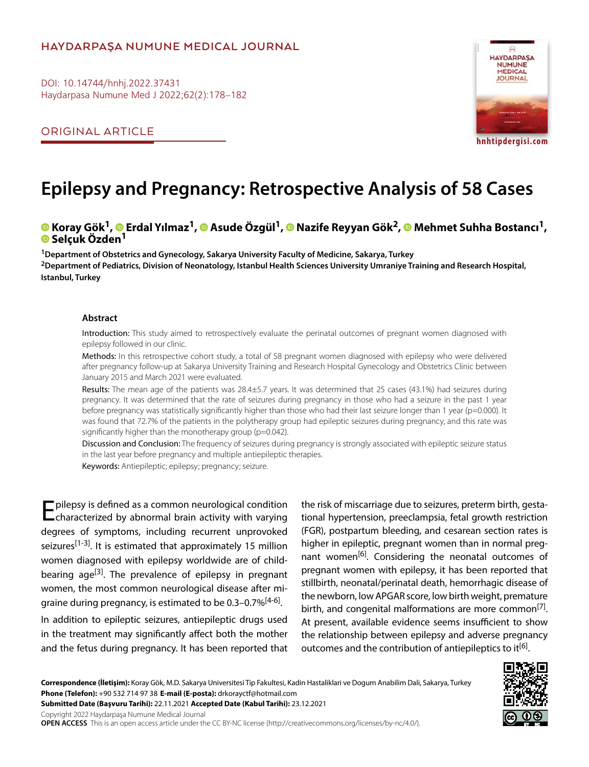HAYDARPAŞA NUMUNE MEDICAL JOURNAL

DOI: 10.14744/hnhj.2022.37431
Haydarpasa Numune Med J 2022;62(2):178–182

ORIGINAL ARTICLE

hnhtipdergisi.com

# Epilepsy and Pregnancy: Retrospective Analysis of 58 Cases

**Koray Gök[1], Erdal Yılmaz[1], Asude Özgül[1], Nazife Reyyan Gök[2], Mehmet Suhha Bostancı[1], Selçuk Özden[1]**

[1]Department of Obstetrics and Gynecology, Sakarya University Faculty of Medicine, Sakarya, Turkey
[2]Department of Pediatrics, Division of Neonatology, Istanbul Health Sciences University Umraniye Training and Research Hospital, Istanbul, Turkey

### Abstract

Introduction: This study aimed to retrospectively evaluate the perinatal outcomes of pregnant women diagnosed with epilepsy followed in our clinic.

Methods: In this retrospective cohort study, a total of 58 pregnant women diagnosed with epilepsy who were delivered after pregnancy follow-up at Sakarya University Training and Research Hospital Gynecology and Obstetrics Clinic between January 2015 and March 2021 were evaluated.

Results: The mean age of the patients was 28.4±5.7 years. It was determined that 25 cases (43.1%) had seizures during pregnancy. It was determined that the rate of seizures during pregnancy in those who had a seizure in the past 1 year before pregnancy was statistically significantly higher than those who had their last seizure longer than 1 year (p=0.000). It was found that 72.7% of the patients in the polytherapy group had epileptic seizures during pregnancy, and this rate was significantly higher than the monotherapy group (p=0.042).

Discussion and Conclusion: The frequency of seizures during pregnancy is strongly associated with epileptic seizure status in the last year before pregnancy and multiple antiepileptic therapies.

Keywords: Antiepileptic; epilepsy; pregnancy; seizure.

Epilepsy is defined as a common neurological condition characterized by abnormal brain activity with varying degrees of symptoms, including recurrent unprovoked seizures[1-3]. It is estimated that approximately 15 million women diagnosed with epilepsy worldwide are of childbearing age[3]. The prevalence of epilepsy in pregnant women, the most common neurological disease after migraine during pregnancy, is estimated to be 0.3–0.7%[4-6].

In addition to epileptic seizures, antiepileptic drugs used in the treatment may significantly affect both the mother and the fetus during pregnancy. It has been reported that the risk of miscarriage due to seizures, preterm birth, gestational hypertension, preeclampsia, fetal growth restriction (FGR), postpartum bleeding, and cesarean section rates is higher in epileptic, pregnant women than in normal pregnant women[6]. Considering the neonatal outcomes of pregnant women with epilepsy, it has been reported that stillbirth, neonatal/perinatal death, hemorrhagic disease of the newborn, low APGAR score, low birth weight, premature birth, and congenital malformations are more common[7]. At present, available evidence seems insufficient to show the relationship between epilepsy and adverse pregnancy outcomes and the contribution of antiepileptics to it[6].

**Correspondence (İletişim):** Koray Gök, M.D. Sakarya Universitesi Tip Fakultesi, Kadin Hastaliklari ve Dogum Anabilim Dali, Sakarya, Turkey
**Phone (Telefon):** +90 532 714 97 38 **E-mail (E-posta):** drkorayctf@hotmail.com
**Submitted Date (Başvuru Tarihi):** 22.11.2021 **Accepted Date (Kabul Tarihi):** 23.12.2021

Copyright 2022 Haydarpaşa Numune Medical Journal
**OPEN ACCESS** This is an open access article under the CC BY-NC license (http://creativecommons.org/licenses/by-nc/4.0/).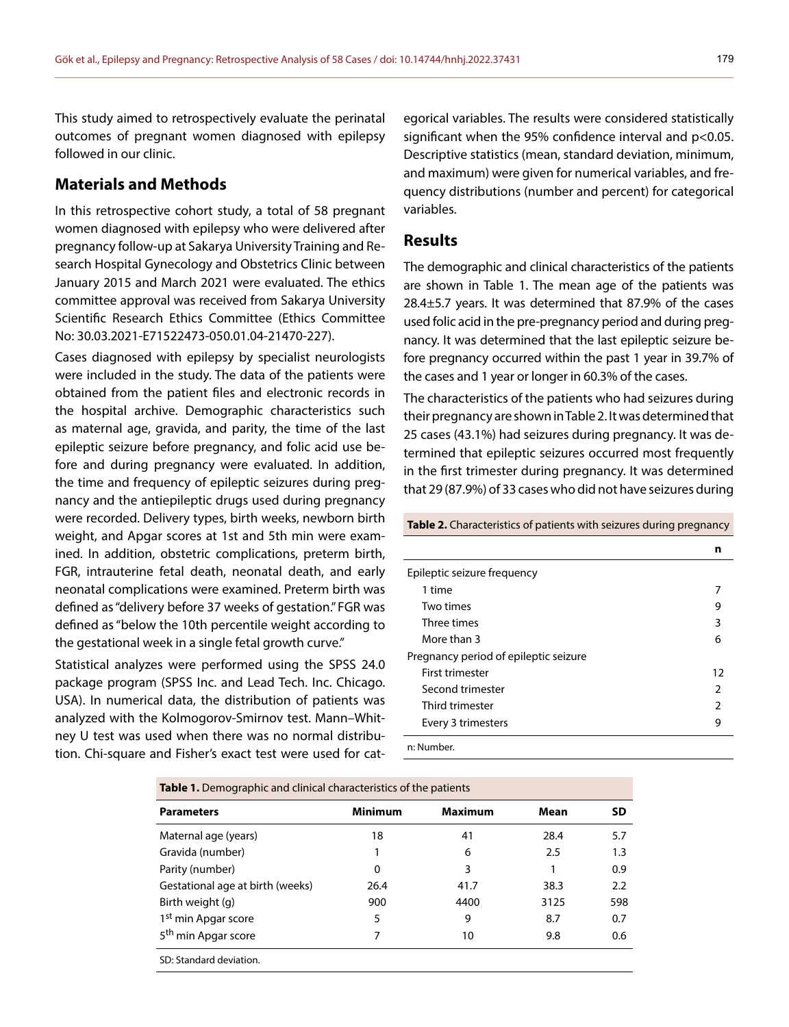This study aimed to retrospectively evaluate the perinatal outcomes of pregnant women diagnosed with epilepsy followed in our clinic.

## Materials and Methods

In this retrospective cohort study, a total of 58 pregnant women diagnosed with epilepsy who were delivered after pregnancy follow-up at Sakarya University Training and Research Hospital Gynecology and Obstetrics Clinic between January 2015 and March 2021 were evaluated. The ethics committee approval was received from Sakarya University Scientific Research Ethics Committee (Ethics Committee No: 30.03.2021-E71522473-050.01.04-21470-227).

Cases diagnosed with epilepsy by specialist neurologists were included in the study. The data of the patients were obtained from the patient files and electronic records in the hospital archive. Demographic characteristics such as maternal age, gravida, and parity, the time of the last epileptic seizure before pregnancy, and folic acid use before and during pregnancy were evaluated. In addition, the time and frequency of epileptic seizures during pregnancy and the antiepileptic drugs used during pregnancy were recorded. Delivery types, birth weeks, newborn birth weight, and Apgar scores at 1st and 5th min were examined. In addition, obstetric complications, preterm birth, FGR, intrauterine fetal death, neonatal death, and early neonatal complications were examined. Preterm birth was defined as "delivery before 37 weeks of gestation." FGR was defined as "below the 10th percentile weight according to the gestational week in a single fetal growth curve."

Statistical analyzes were performed using the SPSS 24.0 package program (SPSS Inc. and Lead Tech. Inc. Chicago. USA). In numerical data, the distribution of patients was analyzed with the Kolmogorov-Smirnov test. Mann–Whitney U test was used when there was no normal distribution. Chi-square and Fisher's exact test were used for categorical variables. The results were considered statistically significant when the 95% confidence interval and $p<0.05$. Descriptive statistics (mean, standard deviation, minimum, and maximum) were given for numerical variables, and frequency distributions (number and percent) for categorical variables.

## Results

The demographic and clinical characteristics of the patients are shown in Table 1. The mean age of the patients was 28.4±5.7 years. It was determined that 87.9% of the cases used folic acid in the pre-pregnancy period and during pregnancy. It was determined that the last epileptic seizure before pregnancy occurred within the past 1 year in 39.7% of the cases and 1 year or longer in 60.3% of the cases.

The characteristics of the patients who had seizures during their pregnancy are shown in Table 2. It was determined that 25 cases (43.1%) had seizures during pregnancy. It was determined that epileptic seizures occurred most frequently in the first trimester during pregnancy. It was determined that 29 (87.9%) of 33 cases who did not have seizures during

**Table 2.** Characteristics of patients with seizures during pregnancy

| | n |
|---|---|
| Epileptic seizure frequency | |
| 1 time | 7 |
| Two times | 9 |
| Three times | 3 |
| More than 3 | 6 |
| Pregnancy period of epileptic seizure | |
| First trimester | 12 |
| Second trimester | 2 |
| Third trimester | 2 |
| Every 3 trimesters | 9 |

n: Number.

**Table 1.** Demographic and clinical characteristics of the patients

| Parameters | Minimum | Maximum | Mean | SD |
|---|---|---|---|---|
| Maternal age (years) | 18 | 41 | 28.4 | 5.7 |
| Gravida (number) | 1 | 6 | 2.5 | 1.3 |
| Parity (number) | 0 | 3 | 1 | 0.9 |
| Gestational age at birth (weeks) | 26.4 | 41.7 | 38.3 | 2.2 |
| Birth weight (g) | 900 | 4400 | 3125 | 598 |
| 1st min Apgar score | 5 | 9 | 8.7 | 0.7 |
| 5th min Apgar score | 7 | 10 | 9.8 | 0.6 |

SD: Standard deviation.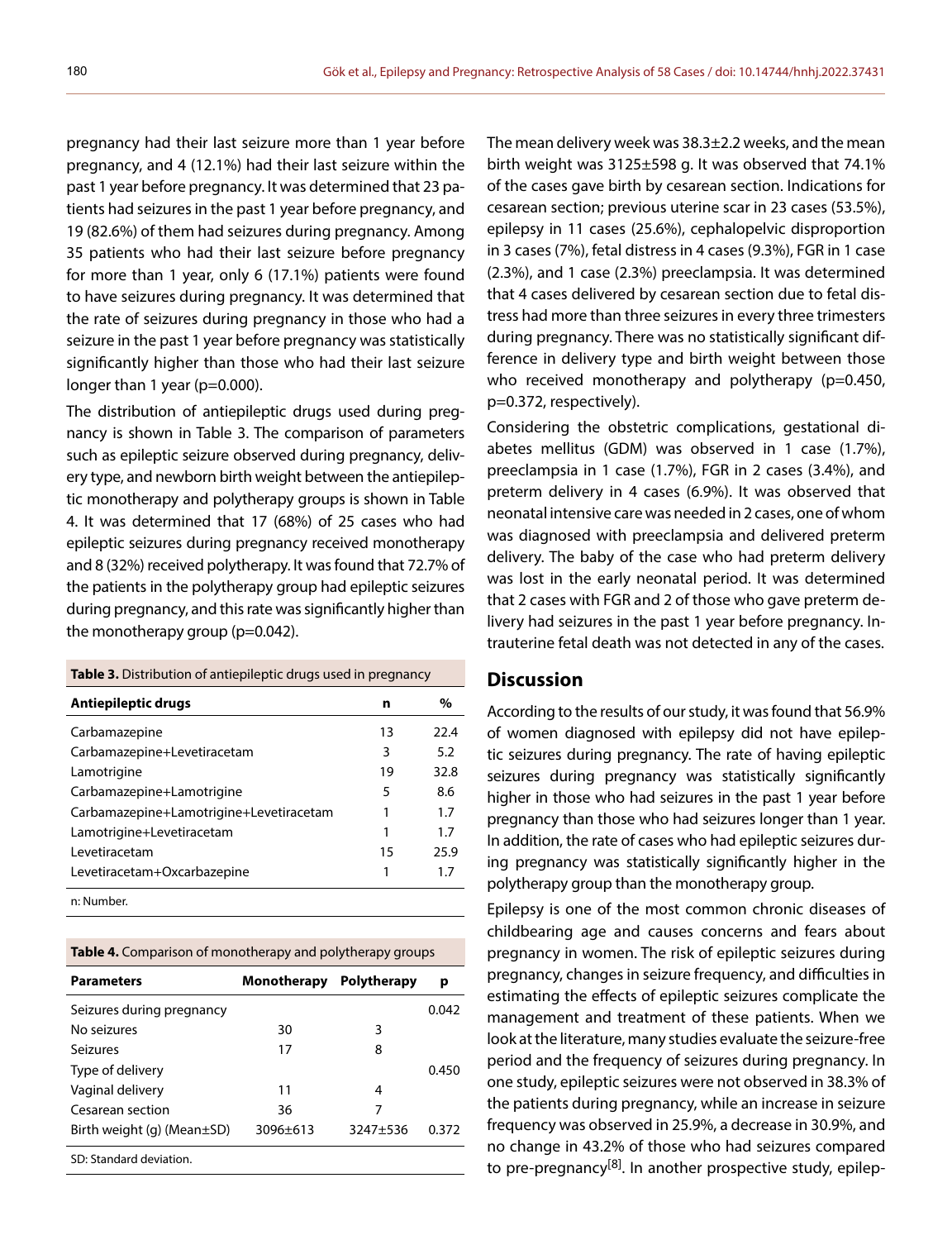pregnancy had their last seizure more than 1 year before pregnancy, and 4 (12.1%) had their last seizure within the past 1 year before pregnancy. It was determined that 23 patients had seizures in the past 1 year before pregnancy, and 19 (82.6%) of them had seizures during pregnancy. Among 35 patients who had their last seizure before pregnancy for more than 1 year, only 6 (17.1%) patients were found to have seizures during pregnancy. It was determined that the rate of seizures during pregnancy in those who had a seizure in the past 1 year before pregnancy was statistically significantly higher than those who had their last seizure longer than 1 year (p=0.000).

The distribution of antiepileptic drugs used during pregnancy is shown in Table 3. The comparison of parameters such as epileptic seizure observed during pregnancy, delivery type, and newborn birth weight between the antiepileptic monotherapy and polytherapy groups is shown in Table 4. It was determined that 17 (68%) of 25 cases who had epileptic seizures during pregnancy received monotherapy and 8 (32%) received polytherapy. It was found that 72.7% of the patients in the polytherapy group had epileptic seizures during pregnancy, and this rate was significantly higher than the monotherapy group (p=0.042).

**Table 3.** Distribution of antiepileptic drugs used in pregnancy

| Antiepileptic drugs | n | % |
|---|---|---|
| Carbamazepine | 13 | 22.4 |
| Carbamazepine+Levetiracetam | 3 | 5.2 |
| Lamotrigine | 19 | 32.8 |
| Carbamazepine+Lamotrigine | 5 | 8.6 |
| Carbamazepine+Lamotrigine+Levetiracetam | 1 | 1.7 |
| Lamotrigine+Levetiracetam | 1 | 1.7 |
| Levetiracetam | 15 | 25.9 |
| Levetiracetam+Oxcarbazepine | 1 | 1.7 |

n: Number.

**Table 4.** Comparison of monotherapy and polytherapy groups

| Parameters | Monotherapy | Polytherapy | p |
|---|---|---|---|
| Seizures during pregnancy | | | 0.042 |
| No seizures | 30 | 3 | |
| Seizures | 17 | 8 | |
| Type of delivery | | | 0.450 |
| Vaginal delivery | 11 | 4 | |
| Cesarean section | 36 | 7 | |
| Birth weight (g) (Mean±SD) | 3096±613 | 3247±536 | 0.372 |

SD: Standard deviation.

The mean delivery week was 38.3±2.2 weeks, and the mean birth weight was 3125±598 g. It was observed that 74.1% of the cases gave birth by cesarean section. Indications for cesarean section; previous uterine scar in 23 cases (53.5%), epilepsy in 11 cases (25.6%), cephalopelvic disproportion in 3 cases (7%), fetal distress in 4 cases (9.3%), FGR in 1 case (2.3%), and 1 case (2.3%) preeclampsia. It was determined that 4 cases delivered by cesarean section due to fetal distress had more than three seizures in every three trimesters during pregnancy. There was no statistically significant difference in delivery type and birth weight between those who received monotherapy and polytherapy (p=0.450, p=0.372, respectively).

Considering the obstetric complications, gestational diabetes mellitus (GDM) was observed in 1 case (1.7%), preeclampsia in 1 case (1.7%), FGR in 2 cases (3.4%), and preterm delivery in 4 cases (6.9%). It was observed that neonatal intensive care was needed in 2 cases, one of whom was diagnosed with preeclampsia and delivered preterm delivery. The baby of the case who had preterm delivery was lost in the early neonatal period. It was determined that 2 cases with FGR and 2 of those who gave preterm delivery had seizures in the past 1 year before pregnancy. Intrauterine fetal death was not detected in any of the cases.

## Discussion

According to the results of our study, it was found that 56.9% of women diagnosed with epilepsy did not have epileptic seizures during pregnancy. The rate of having epileptic seizures during pregnancy was statistically significantly higher in those who had seizures in the past 1 year before pregnancy than those who had seizures longer than 1 year. In addition, the rate of cases who had epileptic seizures during pregnancy was statistically significantly higher in the polytherapy group than the monotherapy group.

Epilepsy is one of the most common chronic diseases of childbearing age and causes concerns and fears about pregnancy in women. The risk of epileptic seizures during pregnancy, changes in seizure frequency, and difficulties in estimating the effects of epileptic seizures complicate the management and treatment of these patients. When we look at the literature, many studies evaluate the seizure-free period and the frequency of seizures during pregnancy. In one study, epileptic seizures were not observed in 38.3% of the patients during pregnancy, while an increase in seizure frequency was observed in 25.9%, a decrease in 30.9%, and no change in 43.2% of those who had seizures compared to pre-pregnancy[8]. In another prospective study, epilep-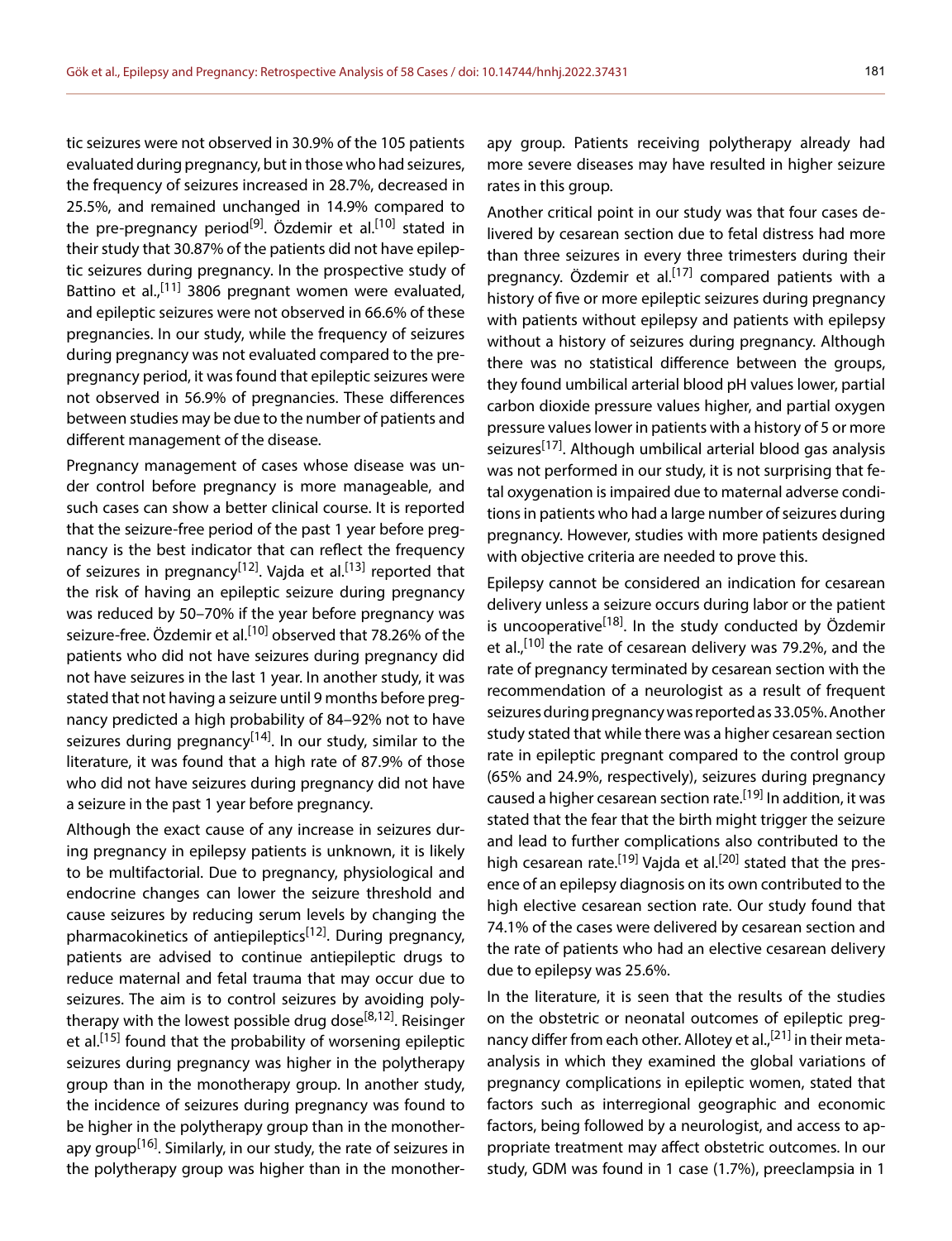tic seizures were not observed in 30.9% of the 105 patients evaluated during pregnancy, but in those who had seizures, the frequency of seizures increased in 28.7%, decreased in 25.5%, and remained unchanged in 14.9% compared to the pre-pregnancy period[9]. Özdemir et al.[10] stated in their study that 30.87% of the patients did not have epileptic seizures during pregnancy. In the prospective study of Battino et al.,[11] 3806 pregnant women were evaluated, and epileptic seizures were not observed in 66.6% of these pregnancies. In our study, while the frequency of seizures during pregnancy was not evaluated compared to the pre-pregnancy period, it was found that epileptic seizures were not observed in 56.9% of pregnancies. These differences between studies may be due to the number of patients and different management of the disease.

Pregnancy management of cases whose disease was under control before pregnancy is more manageable, and such cases can show a better clinical course. It is reported that the seizure-free period of the past 1 year before pregnancy is the best indicator that can reflect the frequency of seizures in pregnancy[12]. Vajda et al.[13] reported that the risk of having an epileptic seizure during pregnancy was reduced by 50–70% if the year before pregnancy was seizure-free. Özdemir et al.[10] observed that 78.26% of the patients who did not have seizures during pregnancy did not have seizures in the last 1 year. In another study, it was stated that not having a seizure until 9 months before pregnancy predicted a high probability of 84–92% not to have seizures during pregnancy[14]. In our study, similar to the literature, it was found that a high rate of 87.9% of those who did not have seizures during pregnancy did not have a seizure in the past 1 year before pregnancy.

Although the exact cause of any increase in seizures during pregnancy in epilepsy patients is unknown, it is likely to be multifactorial. Due to pregnancy, physiological and endocrine changes can lower the seizure threshold and cause seizures by reducing serum levels by changing the pharmacokinetics of antiepileptics[12]. During pregnancy, patients are advised to continue antiepileptic drugs to reduce maternal and fetal trauma that may occur due to seizures. The aim is to control seizures by avoiding polytherapy with the lowest possible drug dose[8,12]. Reisinger et al.[15] found that the probability of worsening epileptic seizures during pregnancy was higher in the polytherapy group than in the monotherapy group. In another study, the incidence of seizures during pregnancy was found to be higher in the polytherapy group than in the monotherapy group[16]. Similarly, in our study, the rate of seizures in the polytherapy group was higher than in the monotherapy group. Patients receiving polytherapy already had more severe diseases may have resulted in higher seizure rates in this group.

Another critical point in our study was that four cases delivered by cesarean section due to fetal distress had more than three seizures in every three trimesters during their pregnancy. Özdemir et al.[17] compared patients with a history of five or more epileptic seizures during pregnancy with patients without epilepsy and patients with epilepsy without a history of seizures during pregnancy. Although there was no statistical difference between the groups, they found umbilical arterial blood pH values lower, partial carbon dioxide pressure values higher, and partial oxygen pressure values lower in patients with a history of 5 or more seizures[17]. Although umbilical arterial blood gas analysis was not performed in our study, it is not surprising that fetal oxygenation is impaired due to maternal adverse conditions in patients who had a large number of seizures during pregnancy. However, studies with more patients designed with objective criteria are needed to prove this.

Epilepsy cannot be considered an indication for cesarean delivery unless a seizure occurs during labor or the patient is uncooperative[18]. In the study conducted by Özdemir et al.,[10] the rate of cesarean delivery was 79.2%, and the rate of pregnancy terminated by cesarean section with the recommendation of a neurologist as a result of frequent seizures during pregnancy was reported as 33.05%. Another study stated that while there was a higher cesarean section rate in epileptic pregnant compared to the control group (65% and 24.9%, respectively), seizures during pregnancy caused a higher cesarean section rate.[19] In addition, it was stated that the fear that the birth might trigger the seizure and lead to further complications also contributed to the high cesarean rate.[19] Vajda et al.[20] stated that the presence of an epilepsy diagnosis on its own contributed to the high elective cesarean section rate. Our study found that 74.1% of the cases were delivered by cesarean section and the rate of patients who had an elective cesarean delivery due to epilepsy was 25.6%.

In the literature, it is seen that the results of the studies on the obstetric or neonatal outcomes of epileptic pregnancy differ from each other. Allotey et al.,[21] in their meta-analysis in which they examined the global variations of pregnancy complications in epileptic women, stated that factors such as interregional geographic and economic factors, being followed by a neurologist, and access to appropriate treatment may affect obstetric outcomes. In our study, GDM was found in 1 case (1.7%), preeclampsia in 1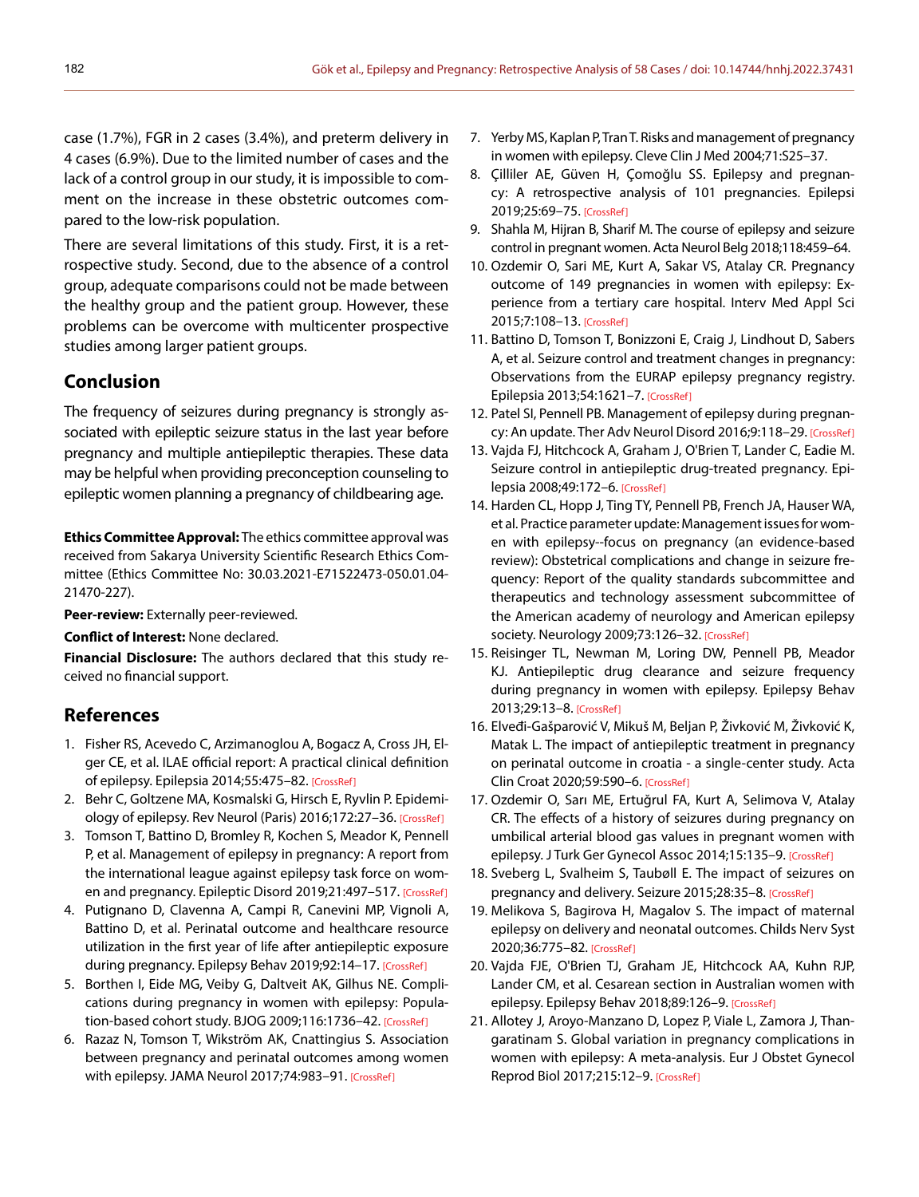case (1.7%), FGR in 2 cases (3.4%), and preterm delivery in 4 cases (6.9%). Due to the limited number of cases and the lack of a control group in our study, it is impossible to comment on the increase in these obstetric outcomes compared to the low-risk population.

There are several limitations of this study. First, it is a retrospective study. Second, due to the absence of a control group, adequate comparisons could not be made between the healthy group and the patient group. However, these problems can be overcome with multicenter prospective studies among larger patient groups.

## Conclusion

The frequency of seizures during pregnancy is strongly associated with epileptic seizure status in the last year before pregnancy and multiple antiepileptic therapies. These data may be helpful when providing preconception counseling to epileptic women planning a pregnancy of childbearing age.

**Ethics Committee Approval:** The ethics committee approval was received from Sakarya University Scientific Research Ethics Committee (Ethics Committee No: 30.03.2021-E71522473-050.01.04-21470-227).

**Peer-review:** Externally peer-reviewed.

**Conflict of Interest:** None declared.

**Financial Disclosure:** The authors declared that this study received no financial support.

## References

1. Fisher RS, Acevedo C, Arzimanoglou A, Bogacz A, Cross JH, Elger CE, et al. ILAE official report: A practical clinical definition of epilepsy. Epilepsia 2014;55:475–82. [CrossRef]
2. Behr C, Goltzene MA, Kosmalski G, Hirsch E, Ryvlin P. Epidemiology of epilepsy. Rev Neurol (Paris) 2016;172:27–36. [CrossRef]
3. Tomson T, Battino D, Bromley R, Kochen S, Meador K, Pennell P, et al. Management of epilepsy in pregnancy: A report from the international league against epilepsy task force on women and pregnancy. Epileptic Disord 2019;21:497–517. [CrossRef]
4. Putignano D, Clavenna A, Campi R, Canevini MP, Vignoli A, Battino D, et al. Perinatal outcome and healthcare resource utilization in the first year of life after antiepileptic exposure during pregnancy. Epilepsy Behav 2019;92:14–17. [CrossRef]
5. Borthen I, Eide MG, Veiby G, Daltveit AK, Gilhus NE. Complications during pregnancy in women with epilepsy: Population-based cohort study. BJOG 2009;116:1736–42. [CrossRef]
6. Razaz N, Tomson T, Wikström AK, Cnattingius S. Association between pregnancy and perinatal outcomes among women with epilepsy. JAMA Neurol 2017;74:983–91. [CrossRef]
7. Yerby MS, Kaplan P, Tran T. Risks and management of pregnancy in women with epilepsy. Cleve Clin J Med 2004;71:S25–37.
8. Çilliler AE, Güven H, Çomoğlu SS. Epilepsy and pregnancy: A retrospective analysis of 101 pregnancies. Epilepsi 2019;25:69–75. [CrossRef]
9. Shahla M, Hijran B, Sharif M. The course of epilepsy and seizure control in pregnant women. Acta Neurol Belg 2018;118:459–64.
10. Ozdemir O, Sari ME, Kurt A, Sakar VS, Atalay CR. Pregnancy outcome of 149 pregnancies in women with epilepsy: Experience from a tertiary care hospital. Interv Med Appl Sci 2015;7:108–13. [CrossRef]
11. Battino D, Tomson T, Bonizzoni E, Craig J, Lindhout D, Sabers A, et al. Seizure control and treatment changes in pregnancy: Observations from the EURAP epilepsy pregnancy registry. Epilepsia 2013;54:1621–7. [CrossRef]
12. Patel SI, Pennell PB. Management of epilepsy during pregnancy: An update. Ther Adv Neurol Disord 2016;9:118–29. [CrossRef]
13. Vajda FJ, Hitchcock A, Graham J, O'Brien T, Lander C, Eadie M. Seizure control in antiepileptic drug-treated pregnancy. Epilepsia 2008;49:172–6. [CrossRef]
14. Harden CL, Hopp J, Ting TY, Pennell PB, French JA, Hauser WA, et al. Practice parameter update: Management issues for women with epilepsy--focus on pregnancy (an evidence-based review): Obstetrical complications and change in seizure frequency: Report of the quality standards subcommittee and therapeutics and technology assessment subcommittee of the American academy of neurology and American epilepsy society. Neurology 2009;73:126–32. [CrossRef]
15. Reisinger TL, Newman M, Loring DW, Pennell PB, Meador KJ. Antiepileptic drug clearance and seizure frequency during pregnancy in women with epilepsy. Epilepsy Behav 2013;29:13–8. [CrossRef]
16. Elveđi-Gašparović V, Mikuš M, Beljan P, Živković M, Živković K, Matak L. The impact of antiepileptic treatment in pregnancy on perinatal outcome in croatia - a single-center study. Acta Clin Croat 2020;59:590–6. [CrossRef]
17. Ozdemir O, Sarı ME, Ertuğrul FA, Kurt A, Selimova V, Atalay CR. The effects of a history of seizures during pregnancy on umbilical arterial blood gas values in pregnant women with epilepsy. J Turk Ger Gynecol Assoc 2014;15:135–9. [CrossRef]
18. Sveberg L, Svalheim S, Taubøll E. The impact of seizures on pregnancy and delivery. Seizure 2015;28:35–8. [CrossRef]
19. Melikova S, Bagirova H, Magalov S. The impact of maternal epilepsy on delivery and neonatal outcomes. Childs Nerv Syst 2020;36:775–82. [CrossRef]
20. Vajda FJE, O'Brien TJ, Graham JE, Hitchcock AA, Kuhn RJP, Lander CM, et al. Cesarean section in Australian women with epilepsy. Epilepsy Behav 2018;89:126–9. [CrossRef]
21. Allotey J, Aroyo-Manzano D, Lopez P, Viale L, Zamora J, Thangaratinam S. Global variation in pregnancy complications in women with epilepsy: A meta-analysis. Eur J Obstet Gynecol Reprod Biol 2017;215:12–9. [CrossRef]